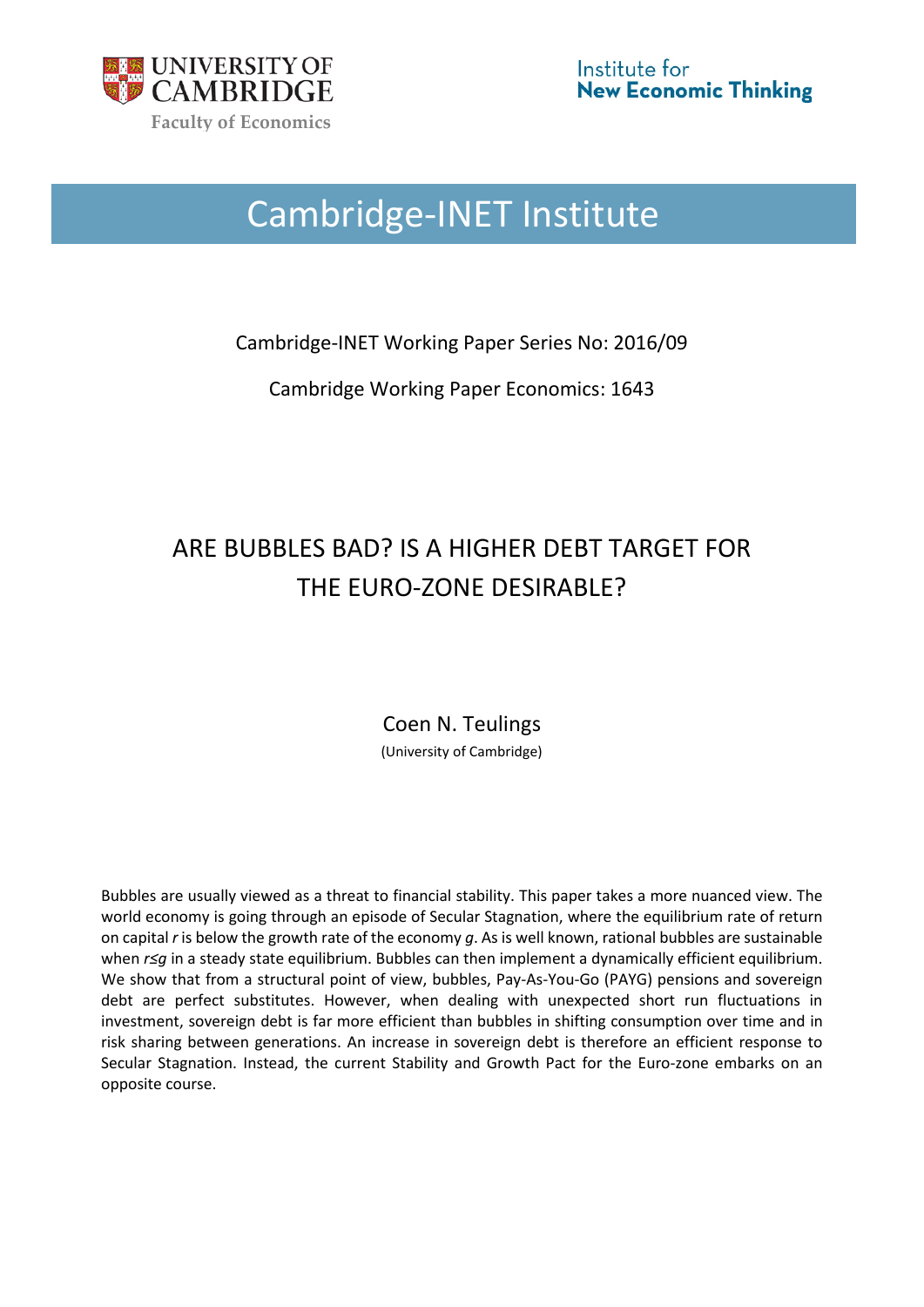University of Cambridge
Faculty of Economics

Institute for New Economic Thinking

# Cambridge-INET Institute

Cambridge-INET Working Paper Series No: 2016/09

Cambridge Working Paper Economics: 1643

# ARE BUBBLES BAD? IS A HIGHER DEBT TARGET FOR THE EURO-ZONE DESIRABLE?

Coen N. Teulings

(University of Cambridge)

Bubbles are usually viewed as a threat to financial stability. This paper takes a more nuanced view. The world economy is going through an episode of Secular Stagnation, where the equilibrium rate of return on capital $r$ is below the growth rate of the economy $g$. As is well known, rational bubbles are sustainable when $r \leq g$ in a steady state equilibrium. Bubbles can then implement a dynamically efficient equilibrium. We show that from a structural point of view, bubbles, Pay-As-You-Go (PAYG) pensions and sovereign debt are perfect substitutes. However, when dealing with unexpected short run fluctuations in investment, sovereign debt is far more efficient than bubbles in shifting consumption over time and in risk sharing between generations. An increase in sovereign debt is therefore an efficient response to Secular Stagnation. Instead, the current Stability and Growth Pact for the Euro-zone embarks on an opposite course.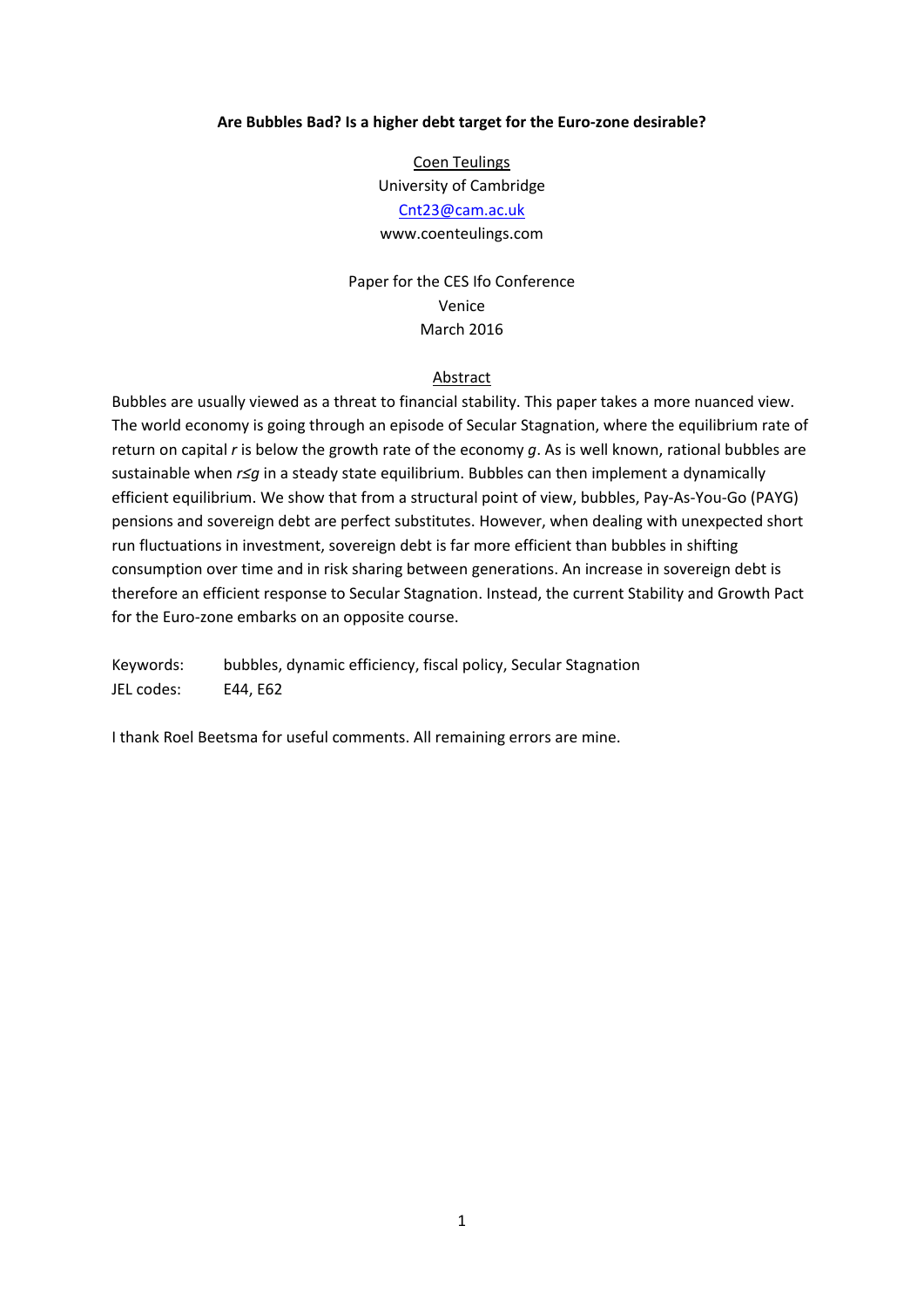**Are Bubbles Bad? Is a higher debt target for the Euro-zone desirable?**

Coen Teulings
University of Cambridge
Cnt23@cam.ac.uk
www.coenteulings.com

Paper for the CES Ifo Conference
Venice
March 2016

Abstract

Bubbles are usually viewed as a threat to financial stability. This paper takes a more nuanced view. The world economy is going through an episode of Secular Stagnation, where the equilibrium rate of return on capital $r$ is below the growth rate of the economy $g$. As is well known, rational bubbles are sustainable when $r \leq g$ in a steady state equilibrium. Bubbles can then implement a dynamically efficient equilibrium. We show that from a structural point of view, bubbles, Pay-As-You-Go (PAYG) pensions and sovereign debt are perfect substitutes. However, when dealing with unexpected short run fluctuations in investment, sovereign debt is far more efficient than bubbles in shifting consumption over time and in risk sharing between generations. An increase in sovereign debt is therefore an efficient response to Secular Stagnation. Instead, the current Stability and Growth Pact for the Euro-zone embarks on an opposite course.

Keywords: bubbles, dynamic efficiency, fiscal policy, Secular Stagnation
JEL codes: E44, E62

I thank Roel Beetsma for useful comments. All remaining errors are mine.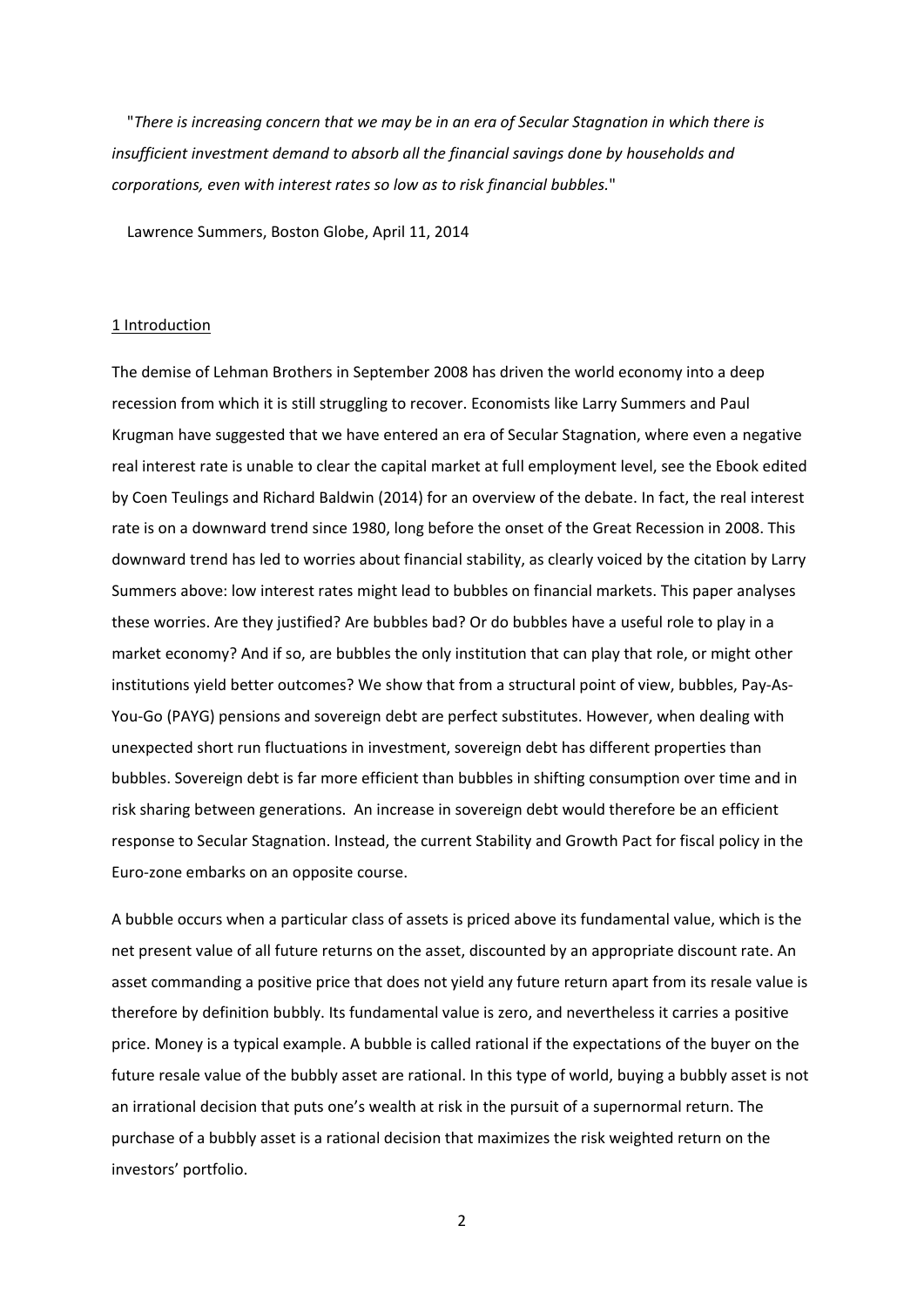"*There is increasing concern that we may be in an era of Secular Stagnation in which there is insufficient investment demand to absorb all the financial savings done by households and corporations, even with interest rates so low as to risk financial bubbles.*"

Lawrence Summers, Boston Globe, April 11, 2014

## 1 Introduction

The demise of Lehman Brothers in September 2008 has driven the world economy into a deep recession from which it is still struggling to recover. Economists like Larry Summers and Paul Krugman have suggested that we have entered an era of Secular Stagnation, where even a negative real interest rate is unable to clear the capital market at full employment level, see the Ebook edited by Coen Teulings and Richard Baldwin (2014) for an overview of the debate. In fact, the real interest rate is on a downward trend since 1980, long before the onset of the Great Recession in 2008. This downward trend has led to worries about financial stability, as clearly voiced by the citation by Larry Summers above: low interest rates might lead to bubbles on financial markets. This paper analyses these worries. Are they justified? Are bubbles bad? Or do bubbles have a useful role to play in a market economy? And if so, are bubbles the only institution that can play that role, or might other institutions yield better outcomes? We show that from a structural point of view, bubbles, Pay-As-You-Go (PAYG) pensions and sovereign debt are perfect substitutes. However, when dealing with unexpected short run fluctuations in investment, sovereign debt has different properties than bubbles. Sovereign debt is far more efficient than bubbles in shifting consumption over time and in risk sharing between generations. An increase in sovereign debt would therefore be an efficient response to Secular Stagnation. Instead, the current Stability and Growth Pact for fiscal policy in the Euro-zone embarks on an opposite course.

A bubble occurs when a particular class of assets is priced above its fundamental value, which is the net present value of all future returns on the asset, discounted by an appropriate discount rate. An asset commanding a positive price that does not yield any future return apart from its resale value is therefore by definition bubbly. Its fundamental value is zero, and nevertheless it carries a positive price. Money is a typical example. A bubble is called rational if the expectations of the buyer on the future resale value of the bubbly asset are rational. In this type of world, buying a bubbly asset is not an irrational decision that puts one's wealth at risk in the pursuit of a supernormal return. The purchase of a bubbly asset is a rational decision that maximizes the risk weighted return on the investors' portfolio.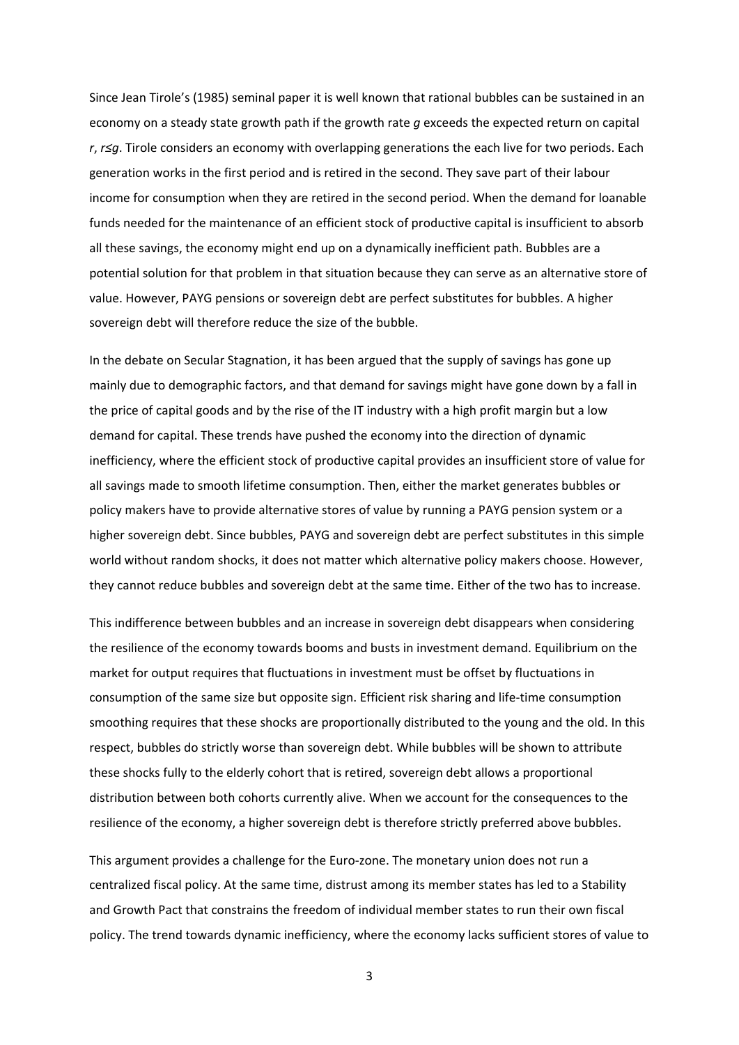Since Jean Tirole's (1985) seminal paper it is well known that rational bubbles can be sustained in an economy on a steady state growth path if the growth rate $g$ exceeds the expected return on capital $r$, $r \leq g$. Tirole considers an economy with overlapping generations the each live for two periods. Each generation works in the first period and is retired in the second. They save part of their labour income for consumption when they are retired in the second period. When the demand for loanable funds needed for the maintenance of an efficient stock of productive capital is insufficient to absorb all these savings, the economy might end up on a dynamically inefficient path. Bubbles are a potential solution for that problem in that situation because they can serve as an alternative store of value. However, PAYG pensions or sovereign debt are perfect substitutes for bubbles. A higher sovereign debt will therefore reduce the size of the bubble.

In the debate on Secular Stagnation, it has been argued that the supply of savings has gone up mainly due to demographic factors, and that demand for savings might have gone down by a fall in the price of capital goods and by the rise of the IT industry with a high profit margin but a low demand for capital. These trends have pushed the economy into the direction of dynamic inefficiency, where the efficient stock of productive capital provides an insufficient store of value for all savings made to smooth lifetime consumption. Then, either the market generates bubbles or policy makers have to provide alternative stores of value by running a PAYG pension system or a higher sovereign debt. Since bubbles, PAYG and sovereign debt are perfect substitutes in this simple world without random shocks, it does not matter which alternative policy makers choose. However, they cannot reduce bubbles and sovereign debt at the same time. Either of the two has to increase.

This indifference between bubbles and an increase in sovereign debt disappears when considering the resilience of the economy towards booms and busts in investment demand. Equilibrium on the market for output requires that fluctuations in investment must be offset by fluctuations in consumption of the same size but opposite sign. Efficient risk sharing and life-time consumption smoothing requires that these shocks are proportionally distributed to the young and the old. In this respect, bubbles do strictly worse than sovereign debt. While bubbles will be shown to attribute these shocks fully to the elderly cohort that is retired, sovereign debt allows a proportional distribution between both cohorts currently alive. When we account for the consequences to the resilience of the economy, a higher sovereign debt is therefore strictly preferred above bubbles.

This argument provides a challenge for the Euro-zone. The monetary union does not run a centralized fiscal policy. At the same time, distrust among its member states has led to a Stability and Growth Pact that constrains the freedom of individual member states to run their own fiscal policy. The trend towards dynamic inefficiency, where the economy lacks sufficient stores of value to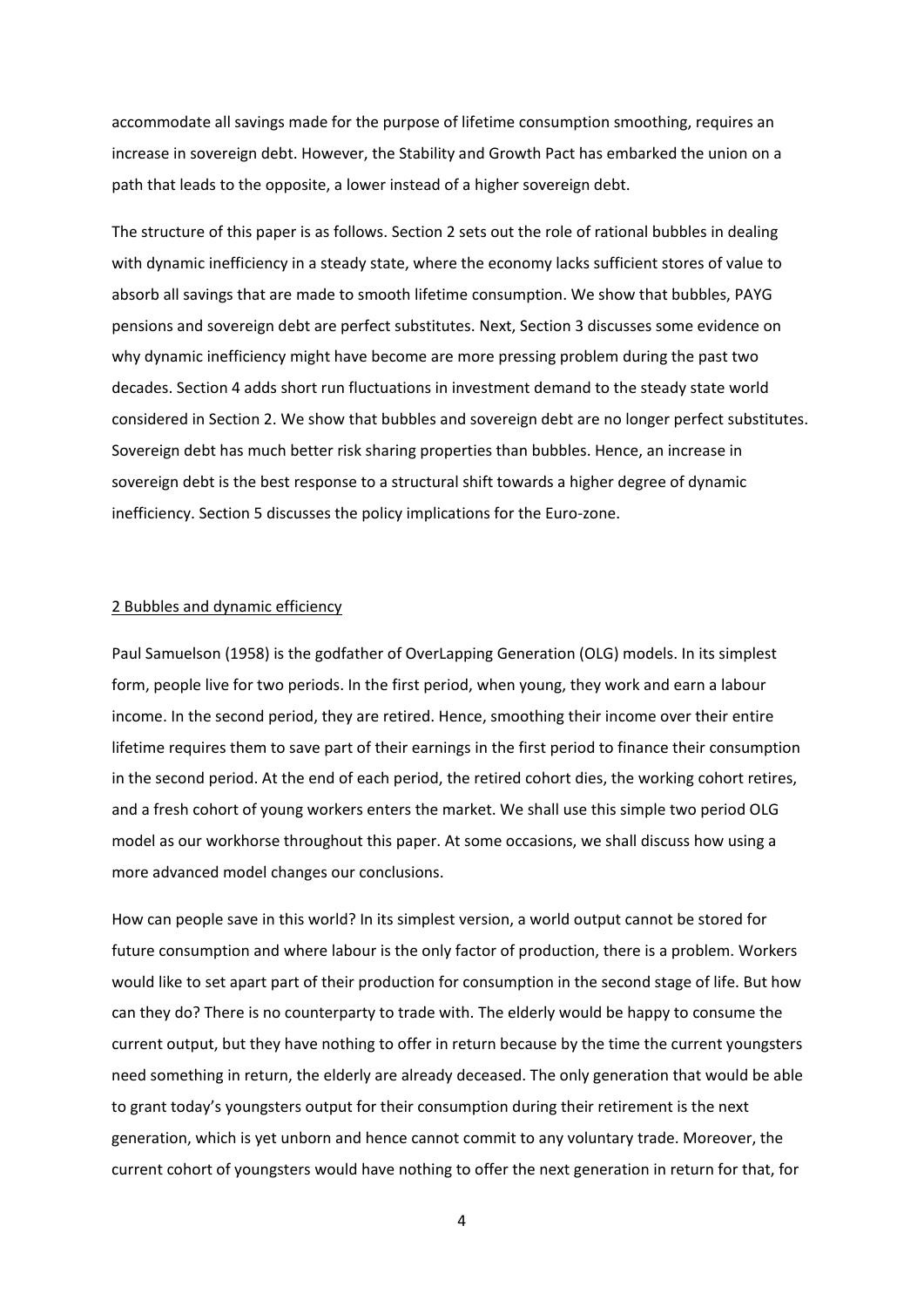accommodate all savings made for the purpose of lifetime consumption smoothing, requires an increase in sovereign debt. However, the Stability and Growth Pact has embarked the union on a path that leads to the opposite, a lower instead of a higher sovereign debt.

The structure of this paper is as follows. Section 2 sets out the role of rational bubbles in dealing with dynamic inefficiency in a steady state, where the economy lacks sufficient stores of value to absorb all savings that are made to smooth lifetime consumption. We show that bubbles, PAYG pensions and sovereign debt are perfect substitutes. Next, Section 3 discusses some evidence on why dynamic inefficiency might have become are more pressing problem during the past two decades. Section 4 adds short run fluctuations in investment demand to the steady state world considered in Section 2. We show that bubbles and sovereign debt are no longer perfect substitutes. Sovereign debt has much better risk sharing properties than bubbles. Hence, an increase in sovereign debt is the best response to a structural shift towards a higher degree of dynamic inefficiency. Section 5 discusses the policy implications for the Euro-zone.

## 2 Bubbles and dynamic efficiency

Paul Samuelson (1958) is the godfather of OverLapping Generation (OLG) models. In its simplest form, people live for two periods. In the first period, when young, they work and earn a labour income. In the second period, they are retired. Hence, smoothing their income over their entire lifetime requires them to save part of their earnings in the first period to finance their consumption in the second period. At the end of each period, the retired cohort dies, the working cohort retires, and a fresh cohort of young workers enters the market. We shall use this simple two period OLG model as our workhorse throughout this paper. At some occasions, we shall discuss how using a more advanced model changes our conclusions.

How can people save in this world? In its simplest version, a world output cannot be stored for future consumption and where labour is the only factor of production, there is a problem. Workers would like to set apart part of their production for consumption in the second stage of life. But how can they do? There is no counterparty to trade with. The elderly would be happy to consume the current output, but they have nothing to offer in return because by the time the current youngsters need something in return, the elderly are already deceased. The only generation that would be able to grant today's youngsters output for their consumption during their retirement is the next generation, which is yet unborn and hence cannot commit to any voluntary trade. Moreover, the current cohort of youngsters would have nothing to offer the next generation in return for that, for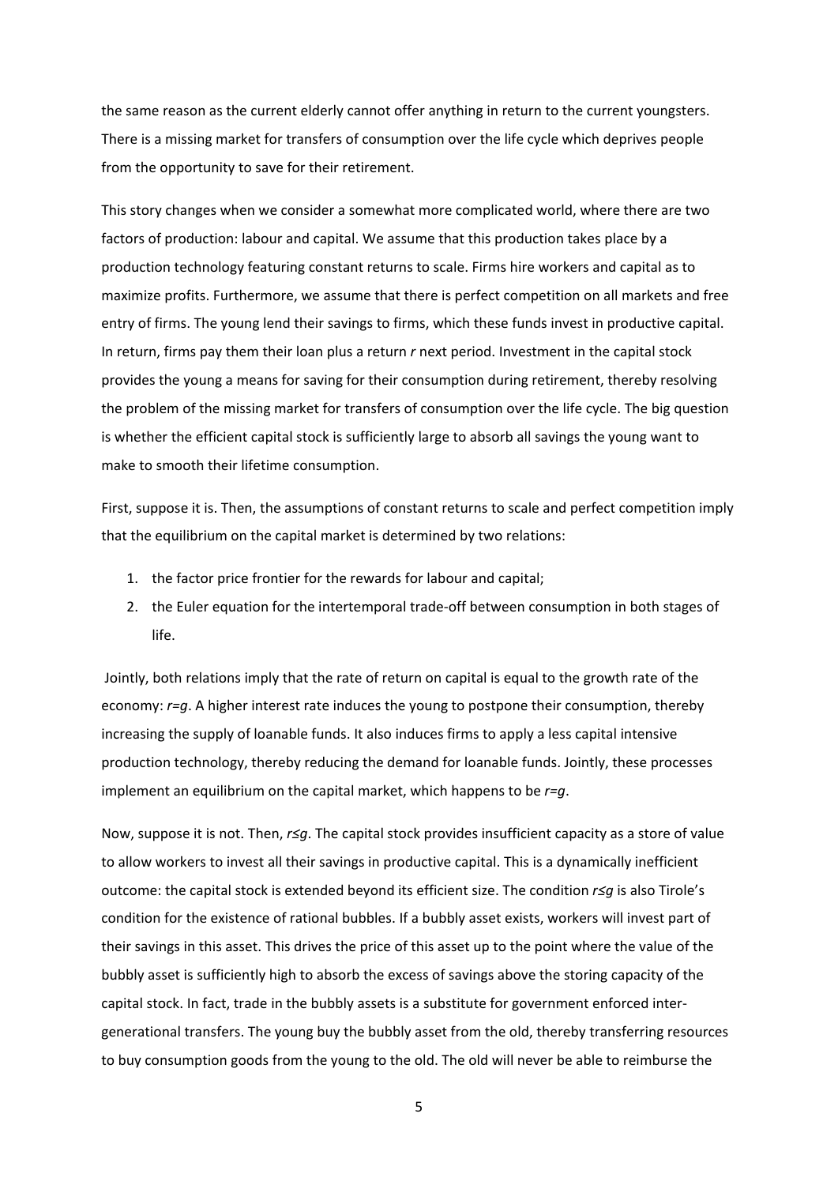the same reason as the current elderly cannot offer anything in return to the current youngsters. There is a missing market for transfers of consumption over the life cycle which deprives people from the opportunity to save for their retirement.

This story changes when we consider a somewhat more complicated world, where there are two factors of production: labour and capital. We assume that this production takes place by a production technology featuring constant returns to scale. Firms hire workers and capital as to maximize profits. Furthermore, we assume that there is perfect competition on all markets and free entry of firms. The young lend their savings to firms, which these funds invest in productive capital. In return, firms pay them their loan plus a return $r$ next period. Investment in the capital stock provides the young a means for saving for their consumption during retirement, thereby resolving the problem of the missing market for transfers of consumption over the life cycle. The big question is whether the efficient capital stock is sufficiently large to absorb all savings the young want to make to smooth their lifetime consumption.

First, suppose it is. Then, the assumptions of constant returns to scale and perfect competition imply that the equilibrium on the capital market is determined by two relations:

1. the factor price frontier for the rewards for labour and capital;
2. the Euler equation for the intertemporal trade-off between consumption in both stages of life.

Jointly, both relations imply that the rate of return on capital is equal to the growth rate of the economy: $r=g$. A higher interest rate induces the young to postpone their consumption, thereby increasing the supply of loanable funds. It also induces firms to apply a less capital intensive production technology, thereby reducing the demand for loanable funds. Jointly, these processes implement an equilibrium on the capital market, which happens to be $r=g$.

Now, suppose it is not. Then, $r \leq g$. The capital stock provides insufficient capacity as a store of value to allow workers to invest all their savings in productive capital. This is a dynamically inefficient outcome: the capital stock is extended beyond its efficient size. The condition $r \leq g$ is also Tirole's condition for the existence of rational bubbles. If a bubbly asset exists, workers will invest part of their savings in this asset. This drives the price of this asset up to the point where the value of the bubbly asset is sufficiently high to absorb the excess of savings above the storing capacity of the capital stock. In fact, trade in the bubbly assets is a substitute for government enforced inter-generational transfers. The young buy the bubbly asset from the old, thereby transferring resources to buy consumption goods from the young to the old. The old will never be able to reimburse the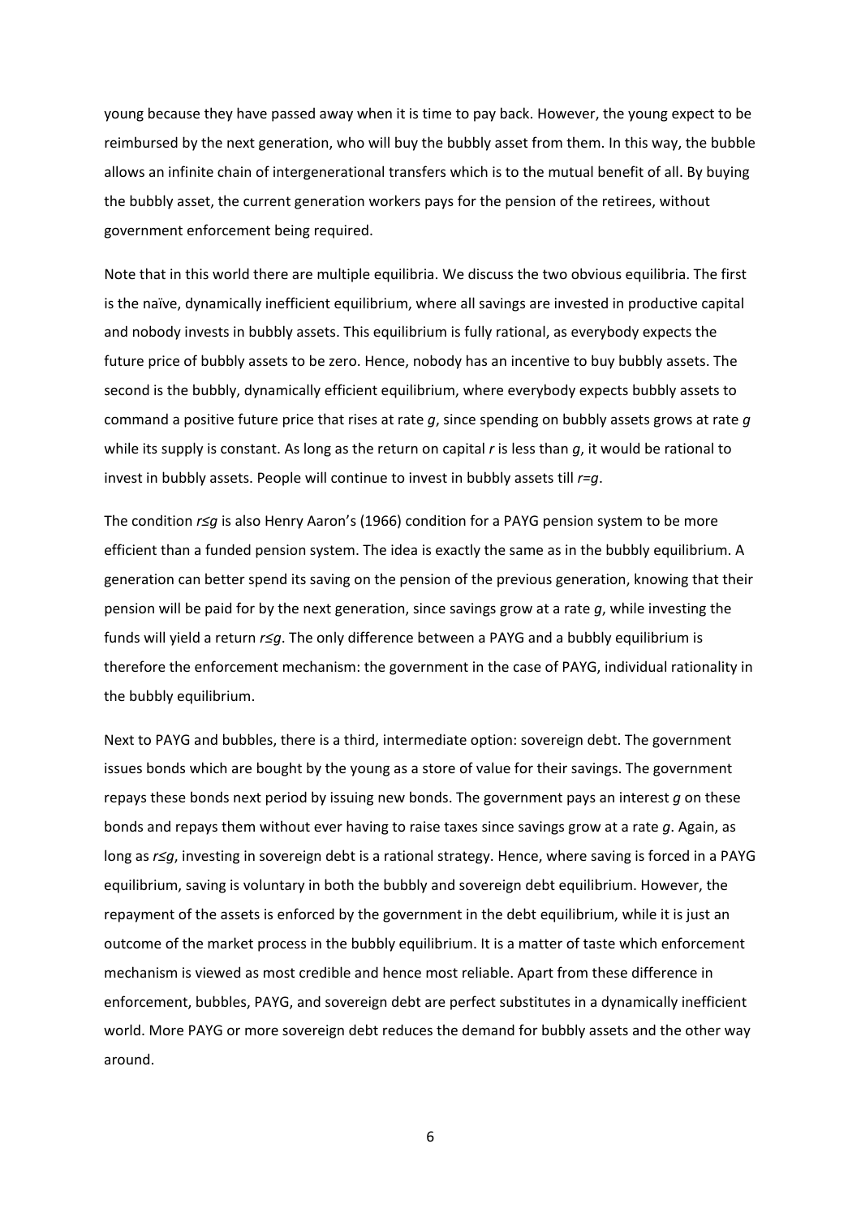young because they have passed away when it is time to pay back. However, the young expect to be reimbursed by the next generation, who will buy the bubbly asset from them. In this way, the bubble allows an infinite chain of intergenerational transfers which is to the mutual benefit of all. By buying the bubbly asset, the current generation workers pays for the pension of the retirees, without government enforcement being required.

Note that in this world there are multiple equilibria. We discuss the two obvious equilibria. The first is the naïve, dynamically inefficient equilibrium, where all savings are invested in productive capital and nobody invests in bubbly assets. This equilibrium is fully rational, as everybody expects the future price of bubbly assets to be zero. Hence, nobody has an incentive to buy bubbly assets. The second is the bubbly, dynamically efficient equilibrium, where everybody expects bubbly assets to command a positive future price that rises at rate $g$, since spending on bubbly assets grows at rate $g$ while its supply is constant. As long as the return on capital $r$ is less than $g$, it would be rational to invest in bubbly assets. People will continue to invest in bubbly assets till $r=g$.

The condition $r \leq g$ is also Henry Aaron's (1966) condition for a PAYG pension system to be more efficient than a funded pension system. The idea is exactly the same as in the bubbly equilibrium. A generation can better spend its saving on the pension of the previous generation, knowing that their pension will be paid for by the next generation, since savings grow at a rate $g$, while investing the funds will yield a return $r \leq g$. The only difference between a PAYG and a bubbly equilibrium is therefore the enforcement mechanism: the government in the case of PAYG, individual rationality in the bubbly equilibrium.

Next to PAYG and bubbles, there is a third, intermediate option: sovereign debt. The government issues bonds which are bought by the young as a store of value for their savings. The government repays these bonds next period by issuing new bonds. The government pays an interest $g$ on these bonds and repays them without ever having to raise taxes since savings grow at a rate $g$. Again, as long as $r \leq g$, investing in sovereign debt is a rational strategy. Hence, where saving is forced in a PAYG equilibrium, saving is voluntary in both the bubbly and sovereign debt equilibrium. However, the repayment of the assets is enforced by the government in the debt equilibrium, while it is just an outcome of the market process in the bubbly equilibrium. It is a matter of taste which enforcement mechanism is viewed as most credible and hence most reliable. Apart from these difference in enforcement, bubbles, PAYG, and sovereign debt are perfect substitutes in a dynamically inefficient world. More PAYG or more sovereign debt reduces the demand for bubbly assets and the other way around.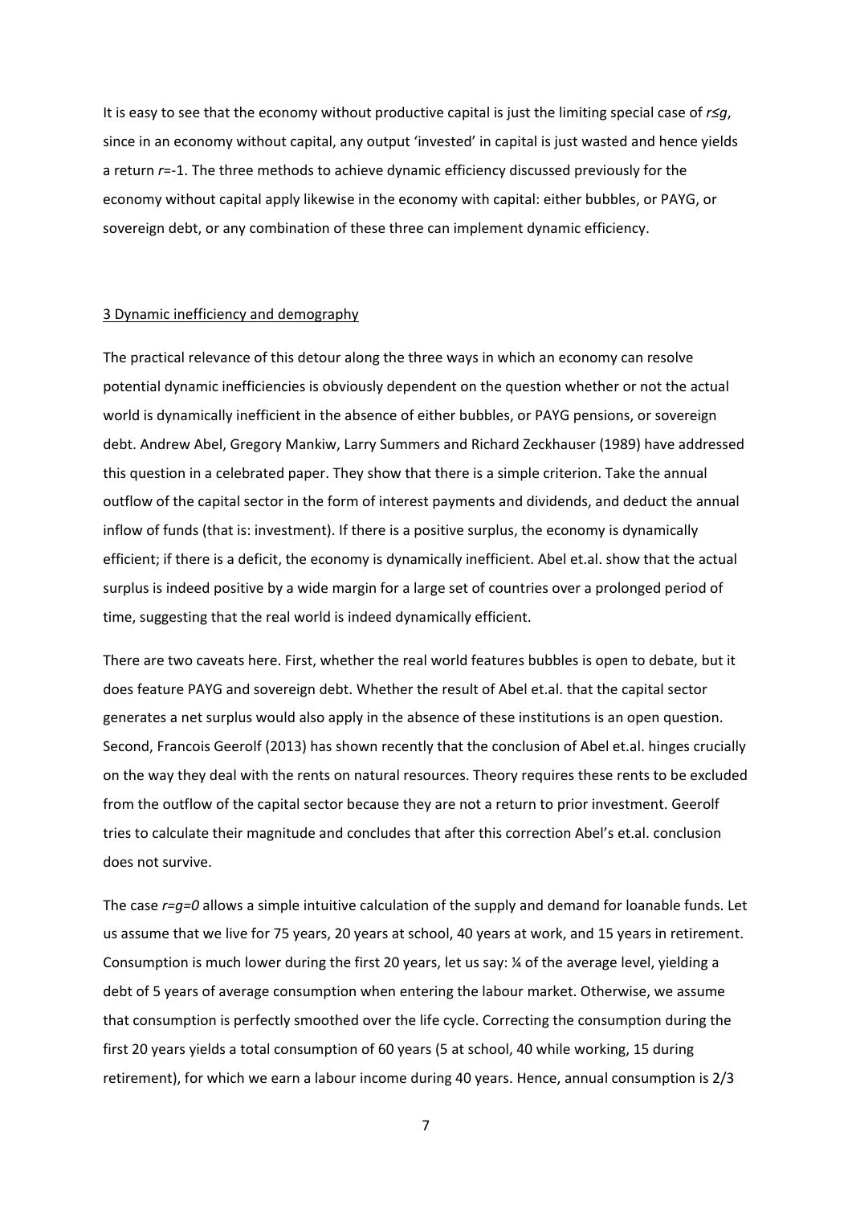It is easy to see that the economy without productive capital is just the limiting special case of $r \leq g$, since in an economy without capital, any output 'invested' in capital is just wasted and hence yields a return $r=-1$. The three methods to achieve dynamic efficiency discussed previously for the economy without capital apply likewise in the economy with capital: either bubbles, or PAYG, or sovereign debt, or any combination of these three can implement dynamic efficiency.

## 3 Dynamic inefficiency and demography

The practical relevance of this detour along the three ways in which an economy can resolve potential dynamic inefficiencies is obviously dependent on the question whether or not the actual world is dynamically inefficient in the absence of either bubbles, or PAYG pensions, or sovereign debt. Andrew Abel, Gregory Mankiw, Larry Summers and Richard Zeckhauser (1989) have addressed this question in a celebrated paper. They show that there is a simple criterion. Take the annual outflow of the capital sector in the form of interest payments and dividends, and deduct the annual inflow of funds (that is: investment). If there is a positive surplus, the economy is dynamically efficient; if there is a deficit, the economy is dynamically inefficient. Abel et.al. show that the actual surplus is indeed positive by a wide margin for a large set of countries over a prolonged period of time, suggesting that the real world is indeed dynamically efficient.

There are two caveats here. First, whether the real world features bubbles is open to debate, but it does feature PAYG and sovereign debt. Whether the result of Abel et.al. that the capital sector generates a net surplus would also apply in the absence of these institutions is an open question. Second, Francois Geerolf (2013) has shown recently that the conclusion of Abel et.al. hinges crucially on the way they deal with the rents on natural resources. Theory requires these rents to be excluded from the outflow of the capital sector because they are not a return to prior investment. Geerolf tries to calculate their magnitude and concludes that after this correction Abel's et.al. conclusion does not survive.

The case $r=g=0$ allows a simple intuitive calculation of the supply and demand for loanable funds. Let us assume that we live for 75 years, 20 years at school, 40 years at work, and 15 years in retirement. Consumption is much lower during the first 20 years, let us say: ¼ of the average level, yielding a debt of 5 years of average consumption when entering the labour market. Otherwise, we assume that consumption is perfectly smoothed over the life cycle. Correcting the consumption during the first 20 years yields a total consumption of 60 years (5 at school, 40 while working, 15 during retirement), for which we earn a labour income during 40 years. Hence, annual consumption is 2/3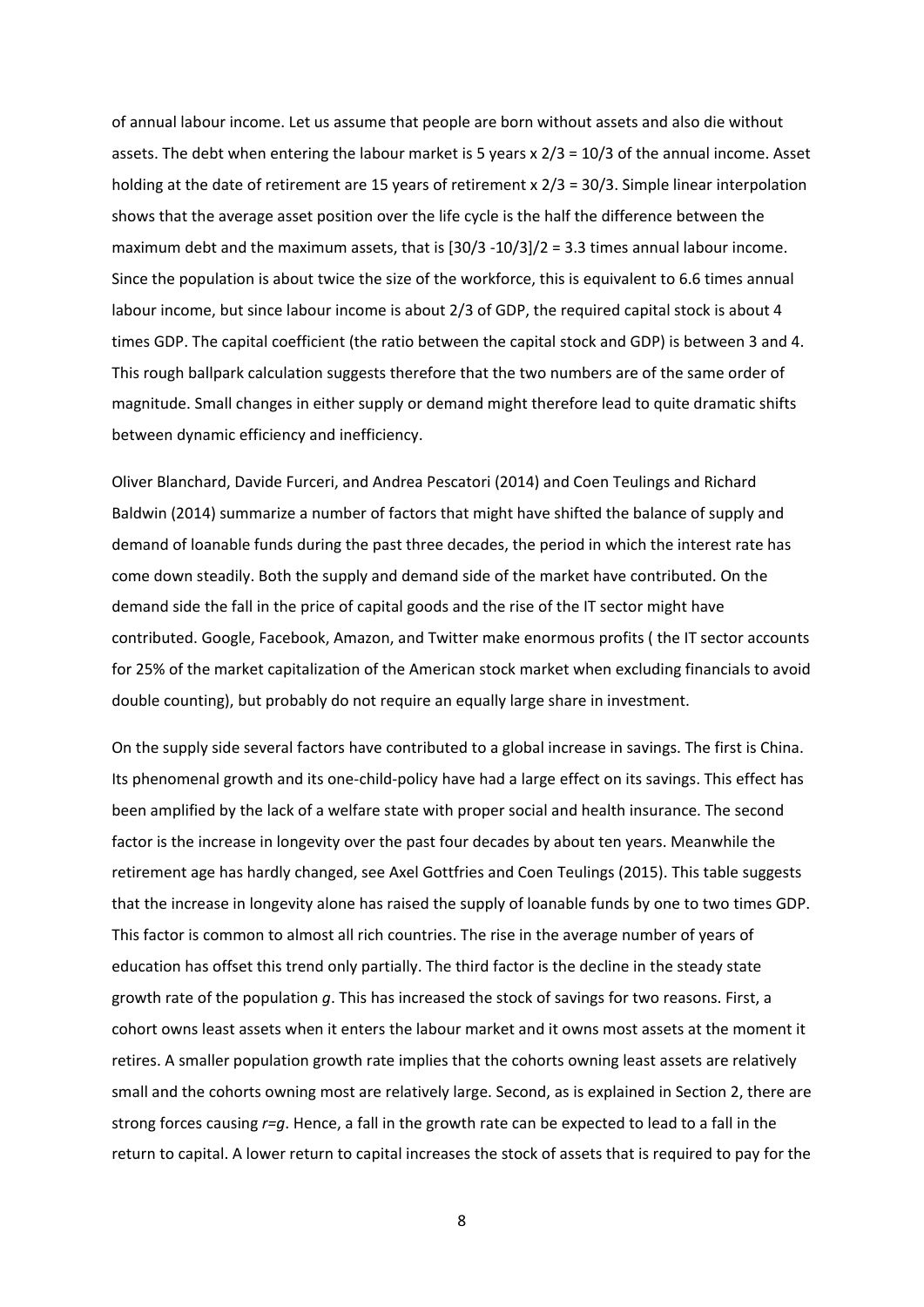of annual labour income. Let us assume that people are born without assets and also die without assets. The debt when entering the labour market is 5 years x 2/3 = 10/3 of the annual income. Asset holding at the date of retirement are 15 years of retirement x 2/3 = 30/3. Simple linear interpolation shows that the average asset position over the life cycle is the half the difference between the maximum debt and the maximum assets, that is [30/3 -10/3]/2 = 3.3 times annual labour income. Since the population is about twice the size of the workforce, this is equivalent to 6.6 times annual labour income, but since labour income is about 2/3 of GDP, the required capital stock is about 4 times GDP. The capital coefficient (the ratio between the capital stock and GDP) is between 3 and 4. This rough ballpark calculation suggests therefore that the two numbers are of the same order of magnitude. Small changes in either supply or demand might therefore lead to quite dramatic shifts between dynamic efficiency and inefficiency.

Oliver Blanchard, Davide Furceri, and Andrea Pescatori (2014) and Coen Teulings and Richard Baldwin (2014) summarize a number of factors that might have shifted the balance of supply and demand of loanable funds during the past three decades, the period in which the interest rate has come down steadily. Both the supply and demand side of the market have contributed. On the demand side the fall in the price of capital goods and the rise of the IT sector might have contributed. Google, Facebook, Amazon, and Twitter make enormous profits ( the IT sector accounts for 25% of the market capitalization of the American stock market when excluding financials to avoid double counting), but probably do not require an equally large share in investment.

On the supply side several factors have contributed to a global increase in savings. The first is China. Its phenomenal growth and its one-child-policy have had a large effect on its savings. This effect has been amplified by the lack of a welfare state with proper social and health insurance. The second factor is the increase in longevity over the past four decades by about ten years. Meanwhile the retirement age has hardly changed, see Axel Gottfries and Coen Teulings (2015). This table suggests that the increase in longevity alone has raised the supply of loanable funds by one to two times GDP. This factor is common to almost all rich countries. The rise in the average number of years of education has offset this trend only partially. The third factor is the decline in the steady state growth rate of the population $g$. This has increased the stock of savings for two reasons. First, a cohort owns least assets when it enters the labour market and it owns most assets at the moment it retires. A smaller population growth rate implies that the cohorts owning least assets are relatively small and the cohorts owning most are relatively large. Second, as is explained in Section 2, there are strong forces causing $r=g$. Hence, a fall in the growth rate can be expected to lead to a fall in the return to capital. A lower return to capital increases the stock of assets that is required to pay for the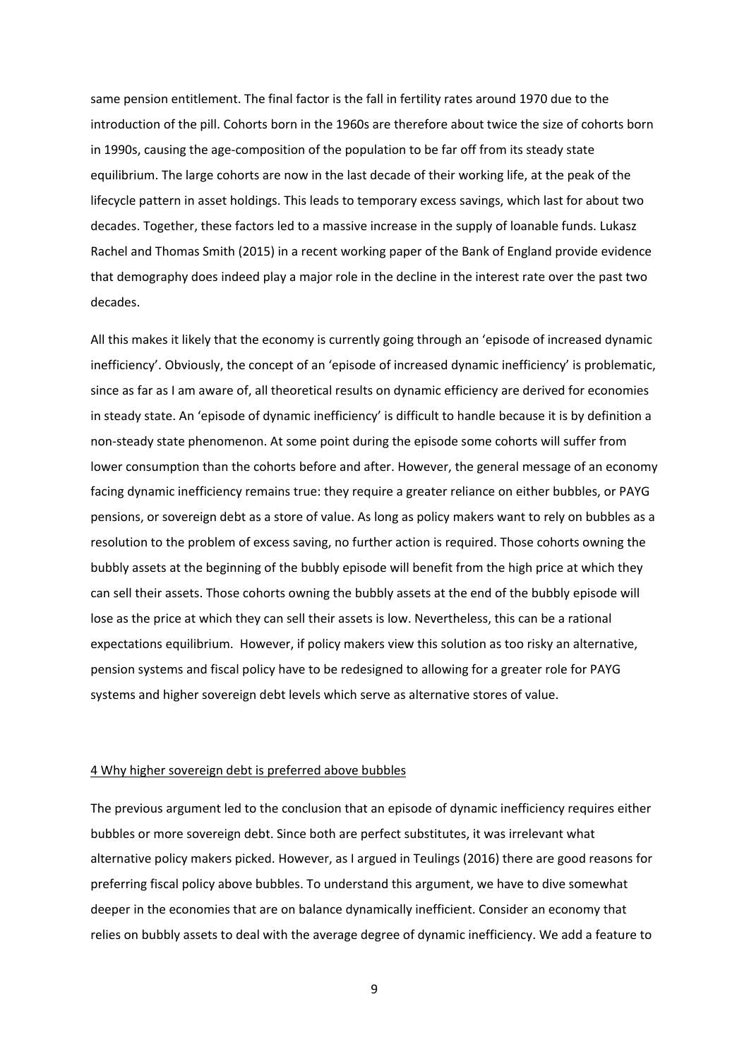same pension entitlement. The final factor is the fall in fertility rates around 1970 due to the introduction of the pill. Cohorts born in the 1960s are therefore about twice the size of cohorts born in 1990s, causing the age-composition of the population to be far off from its steady state equilibrium. The large cohorts are now in the last decade of their working life, at the peak of the lifecycle pattern in asset holdings. This leads to temporary excess savings, which last for about two decades. Together, these factors led to a massive increase in the supply of loanable funds. Lukasz Rachel and Thomas Smith (2015) in a recent working paper of the Bank of England provide evidence that demography does indeed play a major role in the decline in the interest rate over the past two decades.

All this makes it likely that the economy is currently going through an 'episode of increased dynamic inefficiency'. Obviously, the concept of an 'episode of increased dynamic inefficiency' is problematic, since as far as I am aware of, all theoretical results on dynamic efficiency are derived for economies in steady state. An 'episode of dynamic inefficiency' is difficult to handle because it is by definition a non-steady state phenomenon. At some point during the episode some cohorts will suffer from lower consumption than the cohorts before and after. However, the general message of an economy facing dynamic inefficiency remains true: they require a greater reliance on either bubbles, or PAYG pensions, or sovereign debt as a store of value. As long as policy makers want to rely on bubbles as a resolution to the problem of excess saving, no further action is required. Those cohorts owning the bubbly assets at the beginning of the bubbly episode will benefit from the high price at which they can sell their assets. Those cohorts owning the bubbly assets at the end of the bubbly episode will lose as the price at which they can sell their assets is low. Nevertheless, this can be a rational expectations equilibrium. However, if policy makers view this solution as too risky an alternative, pension systems and fiscal policy have to be redesigned to allowing for a greater role for PAYG systems and higher sovereign debt levels which serve as alternative stores of value.

## 4 Why higher sovereign debt is preferred above bubbles

The previous argument led to the conclusion that an episode of dynamic inefficiency requires either bubbles or more sovereign debt. Since both are perfect substitutes, it was irrelevant what alternative policy makers picked. However, as I argued in Teulings (2016) there are good reasons for preferring fiscal policy above bubbles. To understand this argument, we have to dive somewhat deeper in the economies that are on balance dynamically inefficient. Consider an economy that relies on bubbly assets to deal with the average degree of dynamic inefficiency. We add a feature to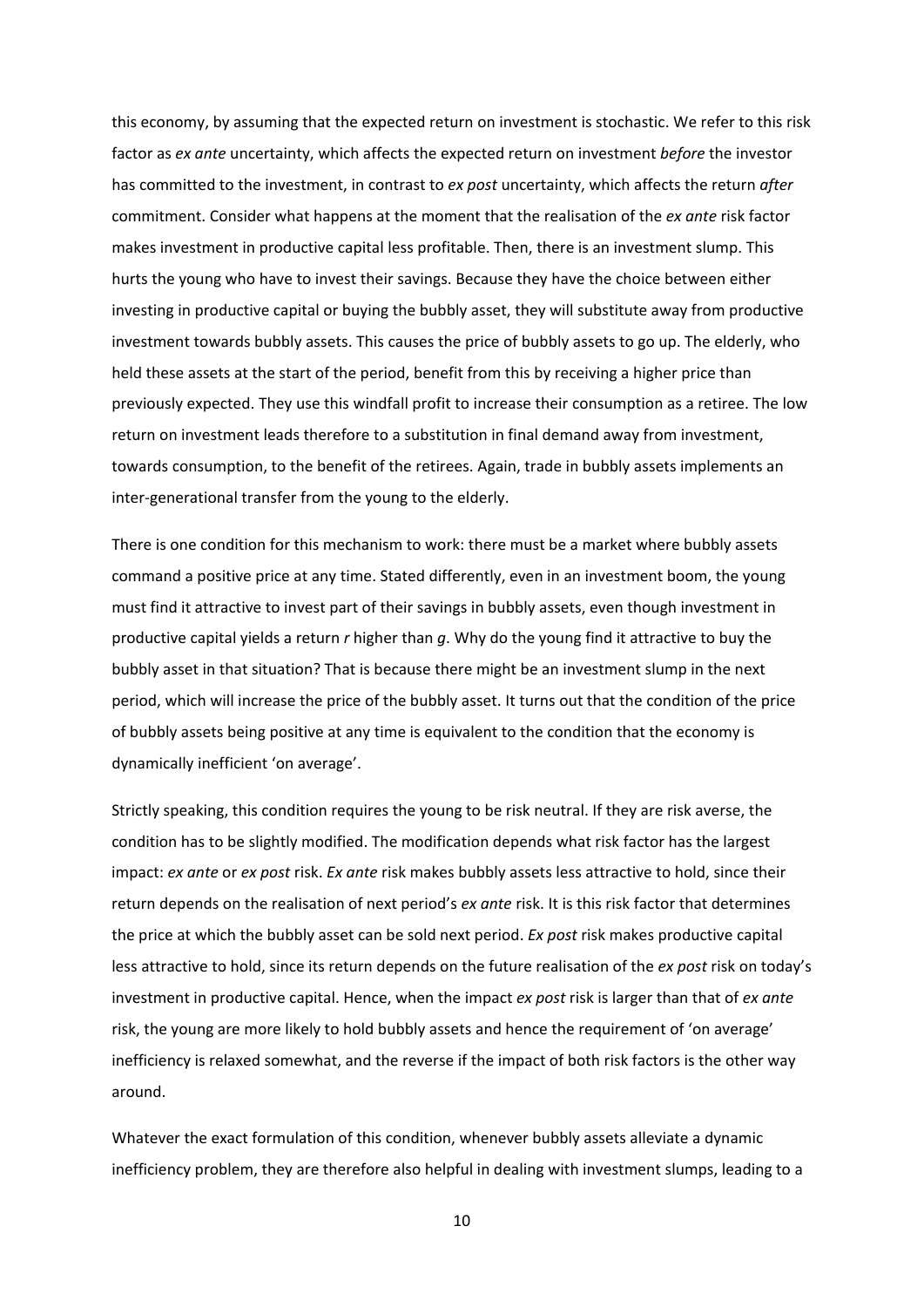this economy, by assuming that the expected return on investment is stochastic. We refer to this risk factor as *ex ante* uncertainty, which affects the expected return on investment *before* the investor has committed to the investment, in contrast to *ex post* uncertainty, which affects the return *after* commitment. Consider what happens at the moment that the realisation of the *ex ante* risk factor makes investment in productive capital less profitable. Then, there is an investment slump. This hurts the young who have to invest their savings. Because they have the choice between either investing in productive capital or buying the bubbly asset, they will substitute away from productive investment towards bubbly assets. This causes the price of bubbly assets to go up. The elderly, who held these assets at the start of the period, benefit from this by receiving a higher price than previously expected. They use this windfall profit to increase their consumption as a retiree. The low return on investment leads therefore to a substitution in final demand away from investment, towards consumption, to the benefit of the retirees. Again, trade in bubbly assets implements an inter-generational transfer from the young to the elderly.

There is one condition for this mechanism to work: there must be a market where bubbly assets command a positive price at any time. Stated differently, even in an investment boom, the young must find it attractive to invest part of their savings in bubbly assets, even though investment in productive capital yields a return $r$ higher than $g$. Why do the young find it attractive to buy the bubbly asset in that situation? That is because there might be an investment slump in the next period, which will increase the price of the bubbly asset. It turns out that the condition of the price of bubbly assets being positive at any time is equivalent to the condition that the economy is dynamically inefficient 'on average'.

Strictly speaking, this condition requires the young to be risk neutral. If they are risk averse, the condition has to be slightly modified. The modification depends what risk factor has the largest impact: *ex ante* or *ex post* risk. *Ex ante* risk makes bubbly assets less attractive to hold, since their return depends on the realisation of next period's *ex ante* risk. It is this risk factor that determines the price at which the bubbly asset can be sold next period. *Ex post* risk makes productive capital less attractive to hold, since its return depends on the future realisation of the *ex post* risk on today's investment in productive capital. Hence, when the impact *ex post* risk is larger than that of *ex ante* risk, the young are more likely to hold bubbly assets and hence the requirement of 'on average' inefficiency is relaxed somewhat, and the reverse if the impact of both risk factors is the other way around.

Whatever the exact formulation of this condition, whenever bubbly assets alleviate a dynamic inefficiency problem, they are therefore also helpful in dealing with investment slumps, leading to a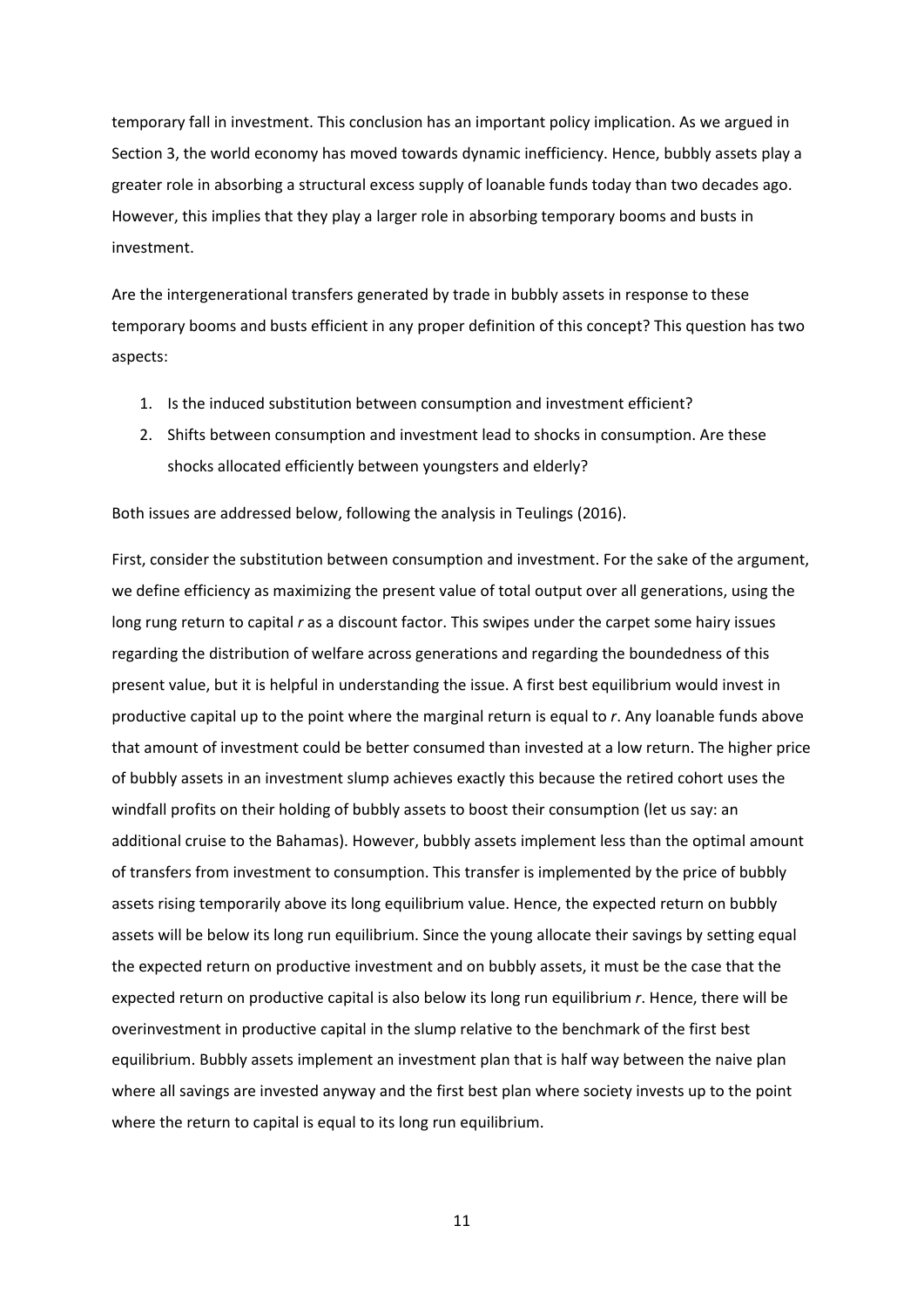temporary fall in investment. This conclusion has an important policy implication. As we argued in Section 3, the world economy has moved towards dynamic inefficiency. Hence, bubbly assets play a greater role in absorbing a structural excess supply of loanable funds today than two decades ago. However, this implies that they play a larger role in absorbing temporary booms and busts in investment.

Are the intergenerational transfers generated by trade in bubbly assets in response to these temporary booms and busts efficient in any proper definition of this concept? This question has two aspects:

1. Is the induced substitution between consumption and investment efficient?
2. Shifts between consumption and investment lead to shocks in consumption. Are these shocks allocated efficiently between youngsters and elderly?

Both issues are addressed below, following the analysis in Teulings (2016).

First, consider the substitution between consumption and investment. For the sake of the argument, we define efficiency as maximizing the present value of total output over all generations, using the long rung return to capital $r$ as a discount factor. This swipes under the carpet some hairy issues regarding the distribution of welfare across generations and regarding the boundedness of this present value, but it is helpful in understanding the issue. A first best equilibrium would invest in productive capital up to the point where the marginal return is equal to $r$. Any loanable funds above that amount of investment could be better consumed than invested at a low return. The higher price of bubbly assets in an investment slump achieves exactly this because the retired cohort uses the windfall profits on their holding of bubbly assets to boost their consumption (let us say: an additional cruise to the Bahamas). However, bubbly assets implement less than the optimal amount of transfers from investment to consumption. This transfer is implemented by the price of bubbly assets rising temporarily above its long equilibrium value. Hence, the expected return on bubbly assets will be below its long run equilibrium. Since the young allocate their savings by setting equal the expected return on productive investment and on bubbly assets, it must be the case that the expected return on productive capital is also below its long run equilibrium $r$. Hence, there will be overinvestment in productive capital in the slump relative to the benchmark of the first best equilibrium. Bubbly assets implement an investment plan that is half way between the naive plan where all savings are invested anyway and the first best plan where society invests up to the point where the return to capital is equal to its long run equilibrium.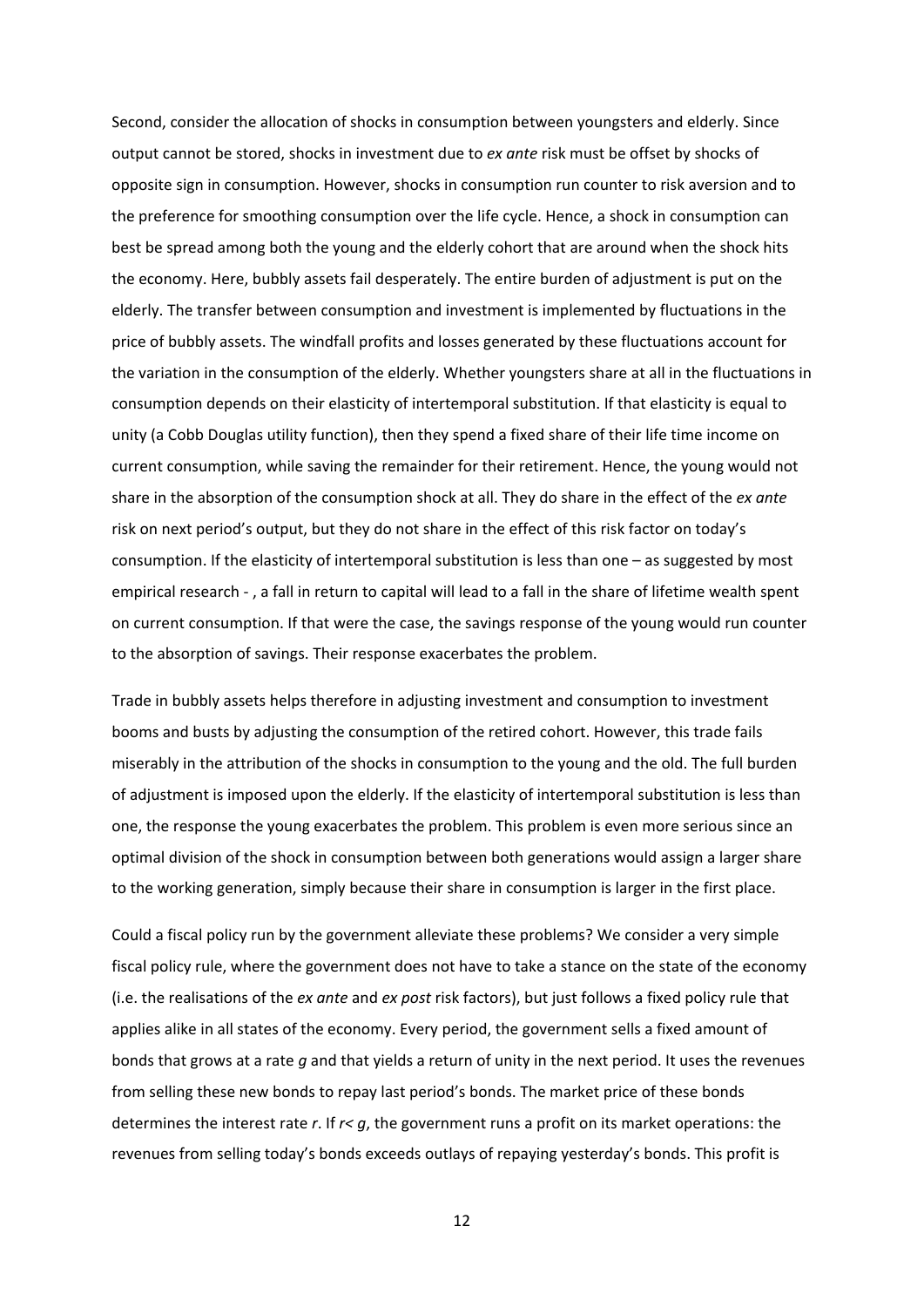Second, consider the allocation of shocks in consumption between youngsters and elderly. Since output cannot be stored, shocks in investment due to *ex ante* risk must be offset by shocks of opposite sign in consumption. However, shocks in consumption run counter to risk aversion and to the preference for smoothing consumption over the life cycle. Hence, a shock in consumption can best be spread among both the young and the elderly cohort that are around when the shock hits the economy. Here, bubbly assets fail desperately. The entire burden of adjustment is put on the elderly. The transfer between consumption and investment is implemented by fluctuations in the price of bubbly assets. The windfall profits and losses generated by these fluctuations account for the variation in the consumption of the elderly. Whether youngsters share at all in the fluctuations in consumption depends on their elasticity of intertemporal substitution. If that elasticity is equal to unity (a Cobb Douglas utility function), then they spend a fixed share of their life time income on current consumption, while saving the remainder for their retirement. Hence, the young would not share in the absorption of the consumption shock at all. They do share in the effect of the *ex ante* risk on next period's output, but they do not share in the effect of this risk factor on today's consumption. If the elasticity of intertemporal substitution is less than one – as suggested by most empirical research - , a fall in return to capital will lead to a fall in the share of lifetime wealth spent on current consumption. If that were the case, the savings response of the young would run counter to the absorption of savings. Their response exacerbates the problem.

Trade in bubbly assets helps therefore in adjusting investment and consumption to investment booms and busts by adjusting the consumption of the retired cohort. However, this trade fails miserably in the attribution of the shocks in consumption to the young and the old. The full burden of adjustment is imposed upon the elderly. If the elasticity of intertemporal substitution is less than one, the response the young exacerbates the problem. This problem is even more serious since an optimal division of the shock in consumption between both generations would assign a larger share to the working generation, simply because their share in consumption is larger in the first place.

Could a fiscal policy run by the government alleviate these problems? We consider a very simple fiscal policy rule, where the government does not have to take a stance on the state of the economy (i.e. the realisations of the *ex ante* and *ex post* risk factors), but just follows a fixed policy rule that applies alike in all states of the economy. Every period, the government sells a fixed amount of bonds that grows at a rate $g$ and that yields a return of unity in the next period. It uses the revenues from selling these new bonds to repay last period's bonds. The market price of these bonds determines the interest rate $r$. If $r < g$, the government runs a profit on its market operations: the revenues from selling today's bonds exceeds outlays of repaying yesterday's bonds. This profit is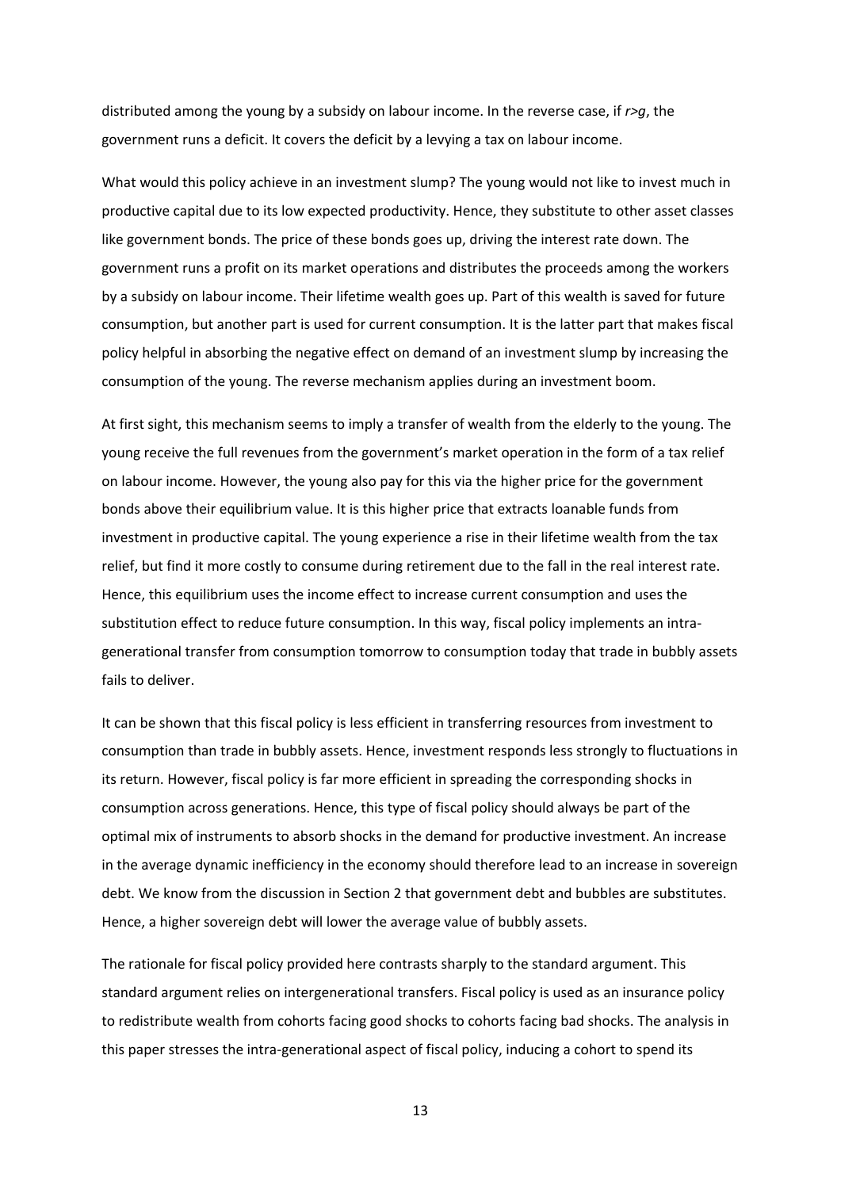distributed among the young by a subsidy on labour income. In the reverse case, if $r>g$, the government runs a deficit. It covers the deficit by a levying a tax on labour income.

What would this policy achieve in an investment slump? The young would not like to invest much in productive capital due to its low expected productivity. Hence, they substitute to other asset classes like government bonds. The price of these bonds goes up, driving the interest rate down. The government runs a profit on its market operations and distributes the proceeds among the workers by a subsidy on labour income. Their lifetime wealth goes up. Part of this wealth is saved for future consumption, but another part is used for current consumption. It is the latter part that makes fiscal policy helpful in absorbing the negative effect on demand of an investment slump by increasing the consumption of the young. The reverse mechanism applies during an investment boom.

At first sight, this mechanism seems to imply a transfer of wealth from the elderly to the young. The young receive the full revenues from the government's market operation in the form of a tax relief on labour income. However, the young also pay for this via the higher price for the government bonds above their equilibrium value. It is this higher price that extracts loanable funds from investment in productive capital. The young experience a rise in their lifetime wealth from the tax relief, but find it more costly to consume during retirement due to the fall in the real interest rate. Hence, this equilibrium uses the income effect to increase current consumption and uses the substitution effect to reduce future consumption. In this way, fiscal policy implements an intra-generational transfer from consumption tomorrow to consumption today that trade in bubbly assets fails to deliver.

It can be shown that this fiscal policy is less efficient in transferring resources from investment to consumption than trade in bubbly assets. Hence, investment responds less strongly to fluctuations in its return. However, fiscal policy is far more efficient in spreading the corresponding shocks in consumption across generations. Hence, this type of fiscal policy should always be part of the optimal mix of instruments to absorb shocks in the demand for productive investment. An increase in the average dynamic inefficiency in the economy should therefore lead to an increase in sovereign debt. We know from the discussion in Section 2 that government debt and bubbles are substitutes. Hence, a higher sovereign debt will lower the average value of bubbly assets.

The rationale for fiscal policy provided here contrasts sharply to the standard argument. This standard argument relies on intergenerational transfers. Fiscal policy is used as an insurance policy to redistribute wealth from cohorts facing good shocks to cohorts facing bad shocks. The analysis in this paper stresses the intra-generational aspect of fiscal policy, inducing a cohort to spend its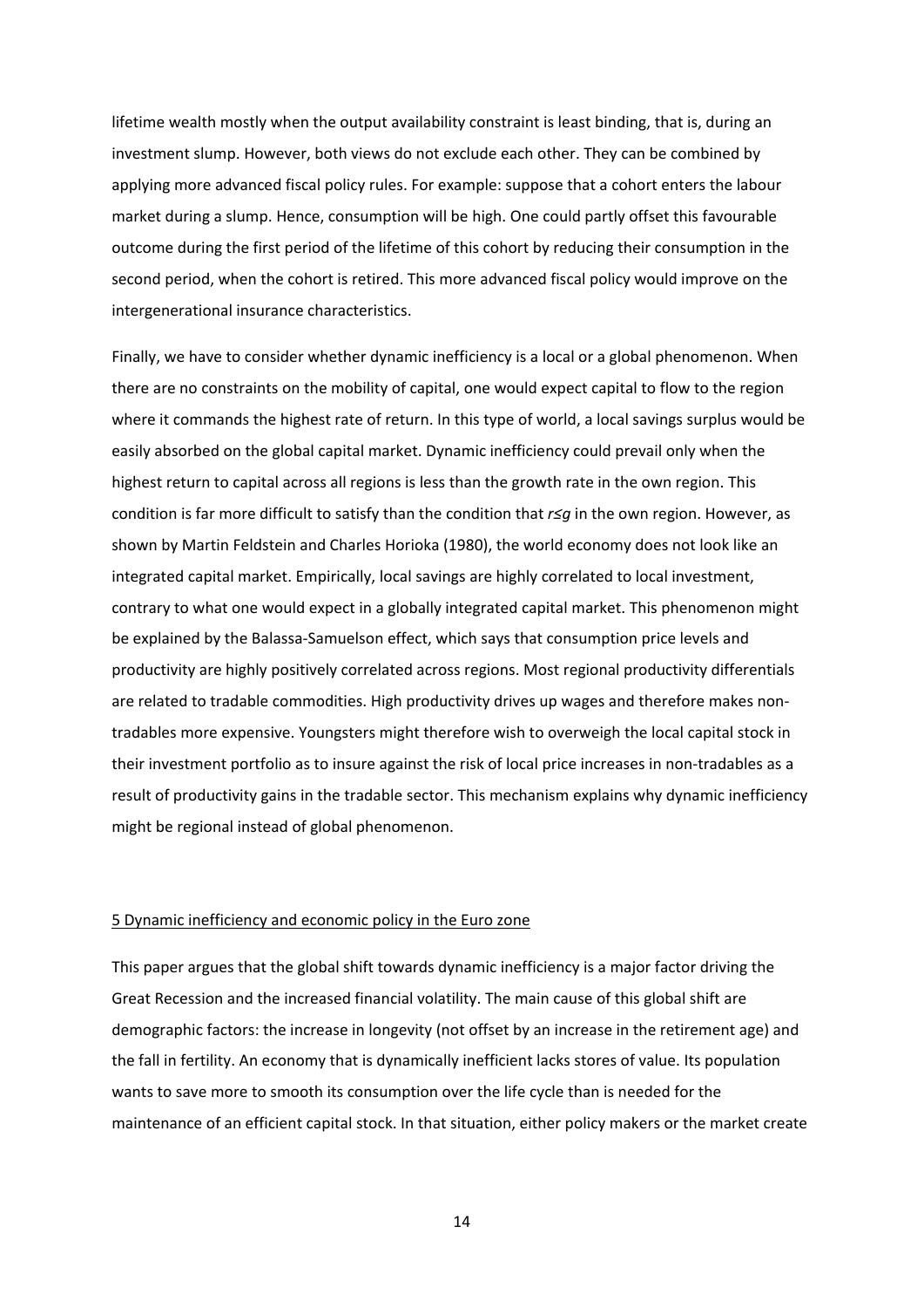lifetime wealth mostly when the output availability constraint is least binding, that is, during an investment slump. However, both views do not exclude each other. They can be combined by applying more advanced fiscal policy rules. For example: suppose that a cohort enters the labour market during a slump. Hence, consumption will be high. One could partly offset this favourable outcome during the first period of the lifetime of this cohort by reducing their consumption in the second period, when the cohort is retired. This more advanced fiscal policy would improve on the intergenerational insurance characteristics.

Finally, we have to consider whether dynamic inefficiency is a local or a global phenomenon. When there are no constraints on the mobility of capital, one would expect capital to flow to the region where it commands the highest rate of return. In this type of world, a local savings surplus would be easily absorbed on the global capital market. Dynamic inefficiency could prevail only when the highest return to capital across all regions is less than the growth rate in the own region. This condition is far more difficult to satisfy than the condition that $r \leq g$ in the own region. However, as shown by Martin Feldstein and Charles Horioka (1980), the world economy does not look like an integrated capital market. Empirically, local savings are highly correlated to local investment, contrary to what one would expect in a globally integrated capital market. This phenomenon might be explained by the Balassa-Samuelson effect, which says that consumption price levels and productivity are highly positively correlated across regions. Most regional productivity differentials are related to tradable commodities. High productivity drives up wages and therefore makes non-tradables more expensive. Youngsters might therefore wish to overweigh the local capital stock in their investment portfolio as to insure against the risk of local price increases in non-tradables as a result of productivity gains in the tradable sector. This mechanism explains why dynamic inefficiency might be regional instead of global phenomenon.

## 5 Dynamic inefficiency and economic policy in the Euro zone

This paper argues that the global shift towards dynamic inefficiency is a major factor driving the Great Recession and the increased financial volatility. The main cause of this global shift are demographic factors: the increase in longevity (not offset by an increase in the retirement age) and the fall in fertility. An economy that is dynamically inefficient lacks stores of value. Its population wants to save more to smooth its consumption over the life cycle than is needed for the maintenance of an efficient capital stock. In that situation, either policy makers or the market create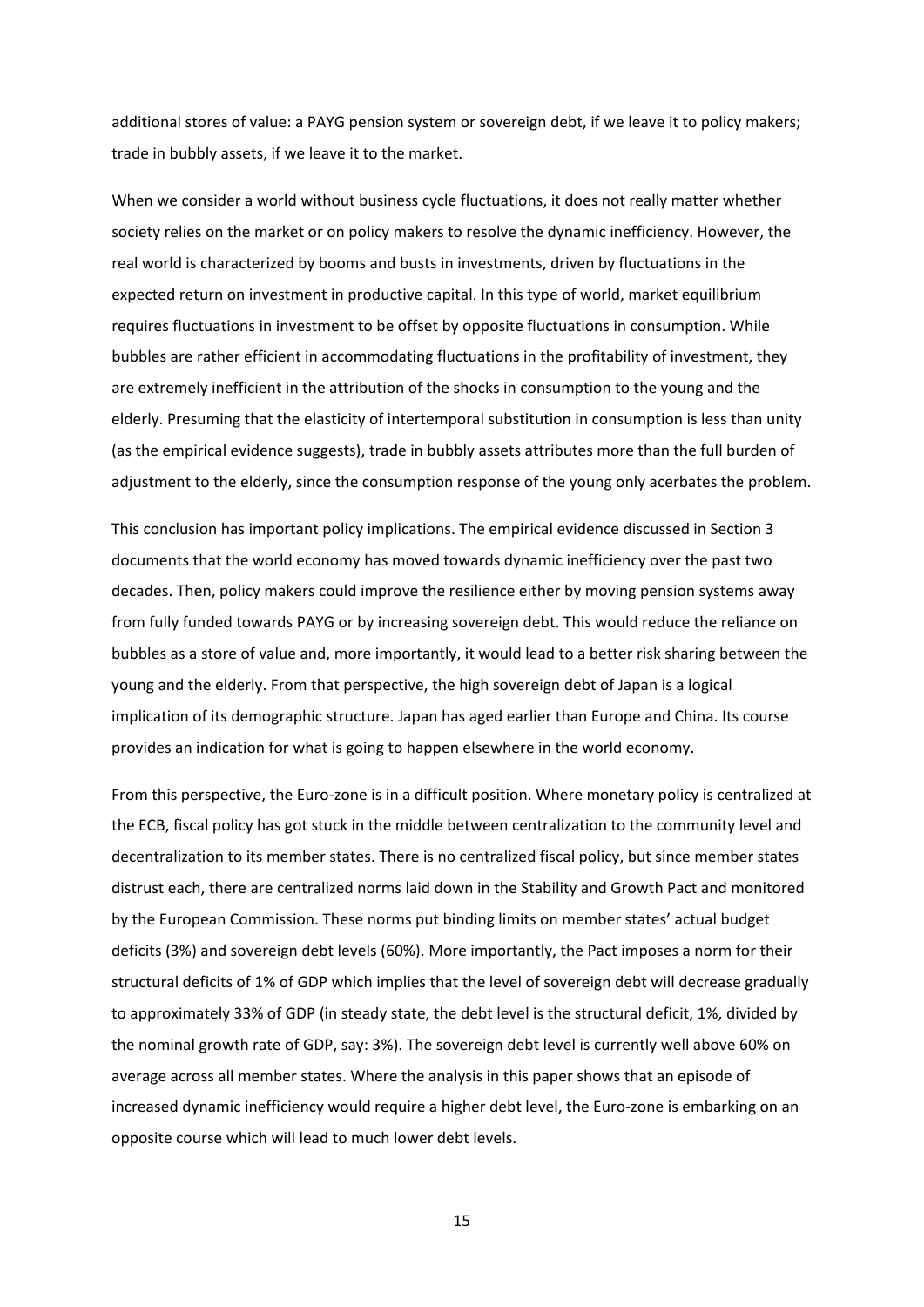additional stores of value: a PAYG pension system or sovereign debt, if we leave it to policy makers; trade in bubbly assets, if we leave it to the market.

When we consider a world without business cycle fluctuations, it does not really matter whether society relies on the market or on policy makers to resolve the dynamic inefficiency. However, the real world is characterized by booms and busts in investments, driven by fluctuations in the expected return on investment in productive capital. In this type of world, market equilibrium requires fluctuations in investment to be offset by opposite fluctuations in consumption. While bubbles are rather efficient in accommodating fluctuations in the profitability of investment, they are extremely inefficient in the attribution of the shocks in consumption to the young and the elderly. Presuming that the elasticity of intertemporal substitution in consumption is less than unity (as the empirical evidence suggests), trade in bubbly assets attributes more than the full burden of adjustment to the elderly, since the consumption response of the young only acerbates the problem.

This conclusion has important policy implications. The empirical evidence discussed in Section 3 documents that the world economy has moved towards dynamic inefficiency over the past two decades. Then, policy makers could improve the resilience either by moving pension systems away from fully funded towards PAYG or by increasing sovereign debt. This would reduce the reliance on bubbles as a store of value and, more importantly, it would lead to a better risk sharing between the young and the elderly. From that perspective, the high sovereign debt of Japan is a logical implication of its demographic structure. Japan has aged earlier than Europe and China. Its course provides an indication for what is going to happen elsewhere in the world economy.

From this perspective, the Euro-zone is in a difficult position. Where monetary policy is centralized at the ECB, fiscal policy has got stuck in the middle between centralization to the community level and decentralization to its member states. There is no centralized fiscal policy, but since member states distrust each, there are centralized norms laid down in the Stability and Growth Pact and monitored by the European Commission. These norms put binding limits on member states' actual budget deficits (3%) and sovereign debt levels (60%). More importantly, the Pact imposes a norm for their structural deficits of 1% of GDP which implies that the level of sovereign debt will decrease gradually to approximately 33% of GDP (in steady state, the debt level is the structural deficit, 1%, divided by the nominal growth rate of GDP, say: 3%). The sovereign debt level is currently well above 60% on average across all member states. Where the analysis in this paper shows that an episode of increased dynamic inefficiency would require a higher debt level, the Euro-zone is embarking on an opposite course which will lead to much lower debt levels.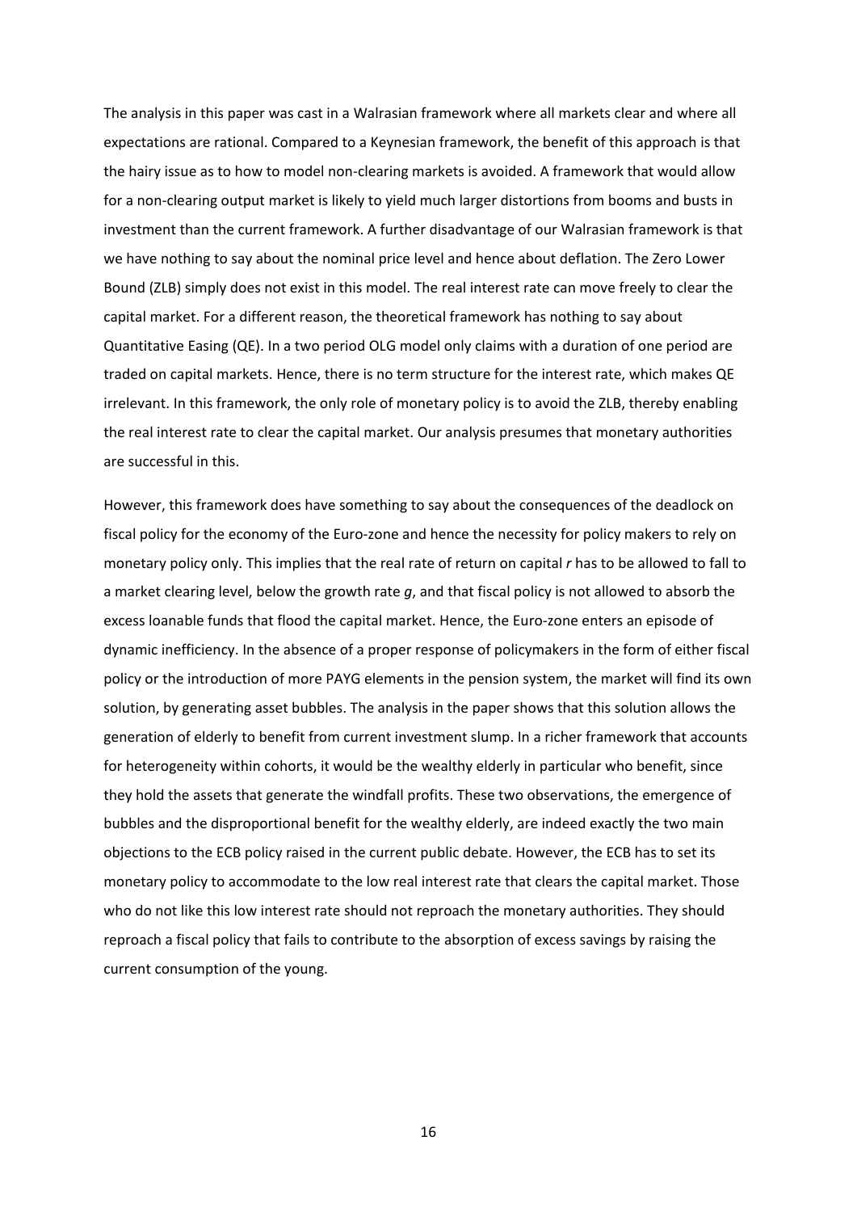The analysis in this paper was cast in a Walrasian framework where all markets clear and where all expectations are rational. Compared to a Keynesian framework, the benefit of this approach is that the hairy issue as to how to model non-clearing markets is avoided. A framework that would allow for a non-clearing output market is likely to yield much larger distortions from booms and busts in investment than the current framework. A further disadvantage of our Walrasian framework is that we have nothing to say about the nominal price level and hence about deflation. The Zero Lower Bound (ZLB) simply does not exist in this model. The real interest rate can move freely to clear the capital market. For a different reason, the theoretical framework has nothing to say about Quantitative Easing (QE). In a two period OLG model only claims with a duration of one period are traded on capital markets. Hence, there is no term structure for the interest rate, which makes QE irrelevant. In this framework, the only role of monetary policy is to avoid the ZLB, thereby enabling the real interest rate to clear the capital market. Our analysis presumes that monetary authorities are successful in this.

However, this framework does have something to say about the consequences of the deadlock on fiscal policy for the economy of the Euro-zone and hence the necessity for policy makers to rely on monetary policy only. This implies that the real rate of return on capital $r$ has to be allowed to fall to a market clearing level, below the growth rate $g$, and that fiscal policy is not allowed to absorb the excess loanable funds that flood the capital market. Hence, the Euro-zone enters an episode of dynamic inefficiency. In the absence of a proper response of policymakers in the form of either fiscal policy or the introduction of more PAYG elements in the pension system, the market will find its own solution, by generating asset bubbles. The analysis in the paper shows that this solution allows the generation of elderly to benefit from current investment slump. In a richer framework that accounts for heterogeneity within cohorts, it would be the wealthy elderly in particular who benefit, since they hold the assets that generate the windfall profits. These two observations, the emergence of bubbles and the disproportional benefit for the wealthy elderly, are indeed exactly the two main objections to the ECB policy raised in the current public debate. However, the ECB has to set its monetary policy to accommodate to the low real interest rate that clears the capital market. Those who do not like this low interest rate should not reproach the monetary authorities. They should reproach a fiscal policy that fails to contribute to the absorption of excess savings by raising the current consumption of the young.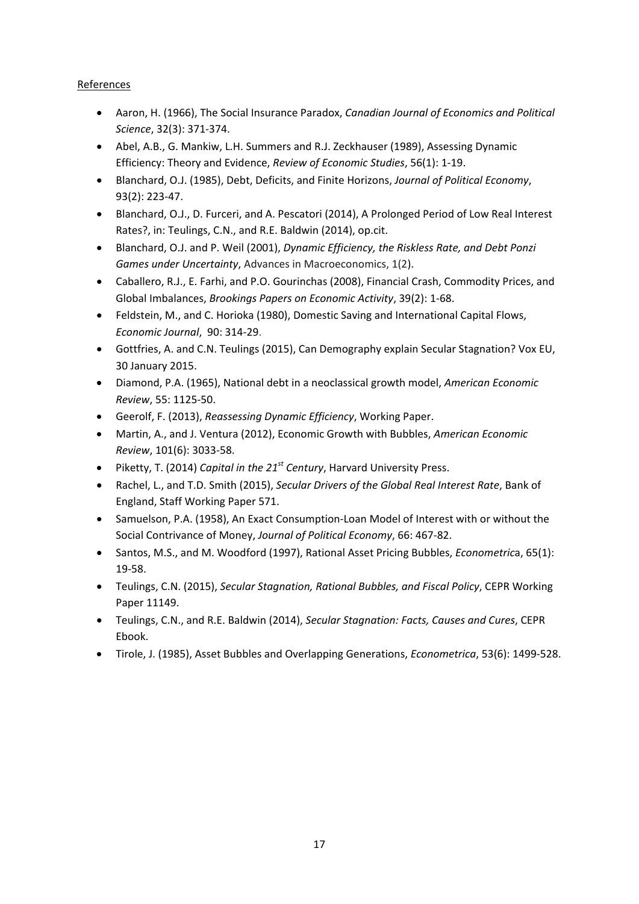References

- Aaron, H. (1966), The Social Insurance Paradox, *Canadian Journal of Economics and Political Science*, 32(3): 371-374.
- Abel, A.B., G. Mankiw, L.H. Summers and R.J. Zeckhauser (1989), Assessing Dynamic Efficiency: Theory and Evidence, *Review of Economic Studies*, 56(1): 1-19.
- Blanchard, O.J. (1985), Debt, Deficits, and Finite Horizons, *Journal of Political Economy*, 93(2): 223-47.
- Blanchard, O.J., D. Furceri, and A. Pescatori (2014), A Prolonged Period of Low Real Interest Rates?, in: Teulings, C.N., and R.E. Baldwin (2014), op.cit.
- Blanchard, O.J. and P. Weil (2001), *Dynamic Efficiency, the Riskless Rate, and Debt Ponzi Games under Uncertainty*, Advances in Macroeconomics, 1(2).
- Caballero, R.J., E. Farhi, and P.O. Gourinchas (2008), Financial Crash, Commodity Prices, and Global Imbalances, *Brookings Papers on Economic Activity*, 39(2): 1-68.
- Feldstein, M., and C. Horioka (1980), Domestic Saving and International Capital Flows, *Economic Journal*, 90: 314-29.
- Gottfries, A. and C.N. Teulings (2015), Can Demography explain Secular Stagnation? Vox EU, 30 January 2015.
- Diamond, P.A. (1965), National debt in a neoclassical growth model, *American Economic Review*, 55: 1125-50.
- Geerolf, F. (2013), *Reassessing Dynamic Efficiency*, Working Paper.
- Martin, A., and J. Ventura (2012), Economic Growth with Bubbles, *American Economic Review*, 101(6): 3033-58.
- Piketty, T. (2014) *Capital in the 21st Century*, Harvard University Press.
- Rachel, L., and T.D. Smith (2015), *Secular Drivers of the Global Real Interest Rate*, Bank of England, Staff Working Paper 571.
- Samuelson, P.A. (1958), An Exact Consumption-Loan Model of Interest with or without the Social Contrivance of Money, *Journal of Political Economy*, 66: 467-82.
- Santos, M.S., and M. Woodford (1997), Rational Asset Pricing Bubbles, *Econometrica*, 65(1): 19-58.
- Teulings, C.N. (2015), *Secular Stagnation, Rational Bubbles, and Fiscal Policy*, CEPR Working Paper 11149.
- Teulings, C.N., and R.E. Baldwin (2014), *Secular Stagnation: Facts, Causes and Cures*, CEPR Ebook.
- Tirole, J. (1985), Asset Bubbles and Overlapping Generations, *Econometrica*, 53(6): 1499-528.